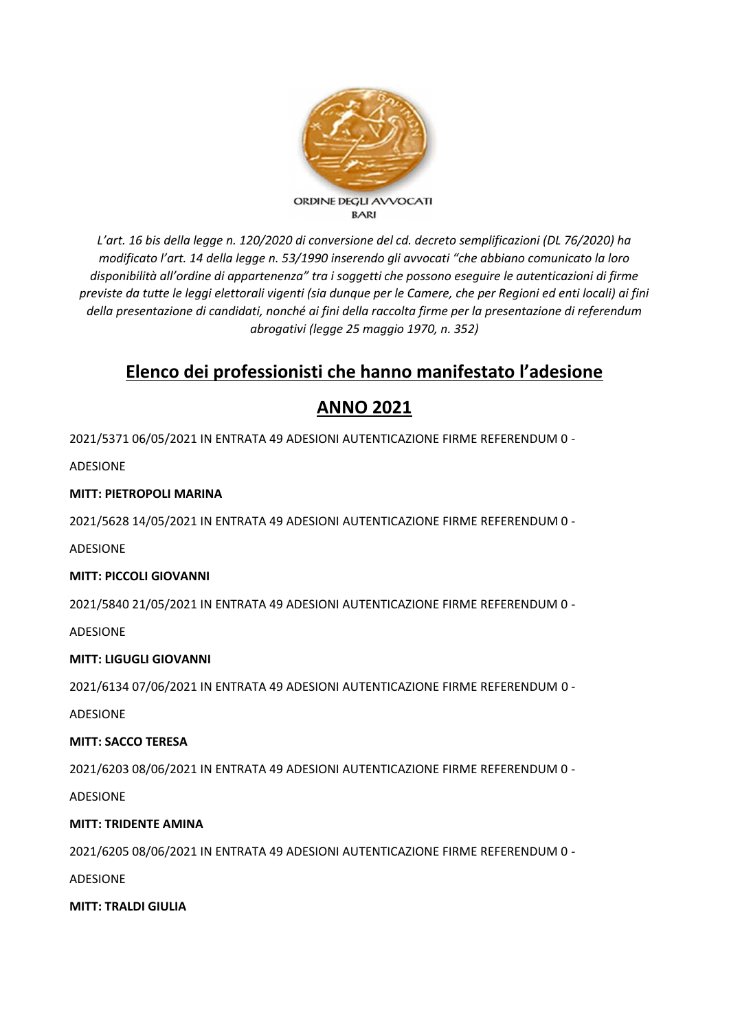ORDINE DEGLI AVVOCATI
BARI

*L'art. 16 bis della legge n. 120/2020 di conversione del cd. decreto semplificazioni (DL 76/2020) ha modificato l'art. 14 della legge n. 53/1990 inserendo gli avvocati "che abbiano comunicato la loro disponibilità all'ordine di appartenenza" tra i soggetti che possono eseguire le autenticazioni di firme previste da tutte le leggi elettorali vigenti (sia dunque per le Camere, che per Regioni ed enti locali) ai fini della presentazione di candidati, nonché ai fini della raccolta firme per la presentazione di referendum abrogativi (legge 25 maggio 1970, n. 352)*

# Elenco dei professionisti che hanno manifestato l'adesione

# ANNO 2021

2021/5371 06/05/2021 IN ENTRATA 49 ADESIONI AUTENTICAZIONE FIRME REFERENDUM 0 -

ADESIONE

**MITT: PIETROPOLI MARINA**

2021/5628 14/05/2021 IN ENTRATA 49 ADESIONI AUTENTICAZIONE FIRME REFERENDUM 0 -

ADESIONE

**MITT: PICCOLI GIOVANNI**

2021/5840 21/05/2021 IN ENTRATA 49 ADESIONI AUTENTICAZIONE FIRME REFERENDUM 0 -

ADESIONE

**MITT: LIGUGLI GIOVANNI**

2021/6134 07/06/2021 IN ENTRATA 49 ADESIONI AUTENTICAZIONE FIRME REFERENDUM 0 -

ADESIONE

**MITT: SACCO TERESA**

2021/6203 08/06/2021 IN ENTRATA 49 ADESIONI AUTENTICAZIONE FIRME REFERENDUM 0 -

ADESIONE

**MITT: TRIDENTE AMINA**

2021/6205 08/06/2021 IN ENTRATA 49 ADESIONI AUTENTICAZIONE FIRME REFERENDUM 0 -

ADESIONE

**MITT: TRALDI GIULIA**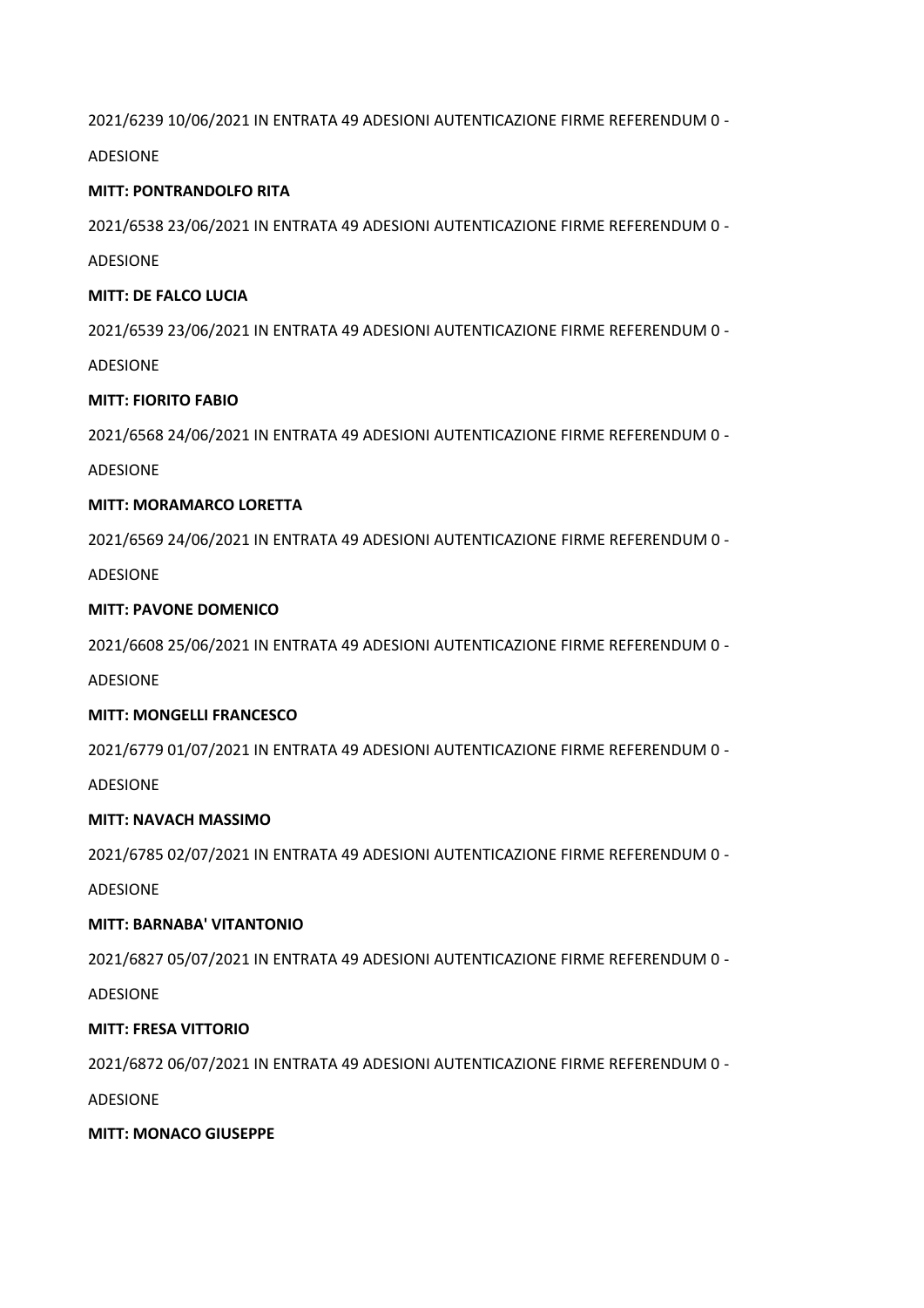2021/6239 10/06/2021 IN ENTRATA 49 ADESIONI AUTENTICAZIONE FIRME REFERENDUM 0 -

ADESIONE

**MITT: PONTRANDOLFO RITA**

2021/6538 23/06/2021 IN ENTRATA 49 ADESIONI AUTENTICAZIONE FIRME REFERENDUM 0 -

ADESIONE

**MITT: DE FALCO LUCIA**

2021/6539 23/06/2021 IN ENTRATA 49 ADESIONI AUTENTICAZIONE FIRME REFERENDUM 0 -

ADESIONE

**MITT: FIORITO FABIO**

2021/6568 24/06/2021 IN ENTRATA 49 ADESIONI AUTENTICAZIONE FIRME REFERENDUM 0 -

ADESIONE

**MITT: MORAMARCO LORETTA**

2021/6569 24/06/2021 IN ENTRATA 49 ADESIONI AUTENTICAZIONE FIRME REFERENDUM 0 -

ADESIONE

**MITT: PAVONE DOMENICO**

2021/6608 25/06/2021 IN ENTRATA 49 ADESIONI AUTENTICAZIONE FIRME REFERENDUM 0 -

ADESIONE

**MITT: MONGELLI FRANCESCO**

2021/6779 01/07/2021 IN ENTRATA 49 ADESIONI AUTENTICAZIONE FIRME REFERENDUM 0 -

ADESIONE

**MITT: NAVACH MASSIMO**

2021/6785 02/07/2021 IN ENTRATA 49 ADESIONI AUTENTICAZIONE FIRME REFERENDUM 0 -

ADESIONE

**MITT: BARNABA' VITANTONIO**

2021/6827 05/07/2021 IN ENTRATA 49 ADESIONI AUTENTICAZIONE FIRME REFERENDUM 0 -

ADESIONE

**MITT: FRESA VITTORIO**

2021/6872 06/07/2021 IN ENTRATA 49 ADESIONI AUTENTICAZIONE FIRME REFERENDUM 0 -

ADESIONE

**MITT: MONACO GIUSEPPE**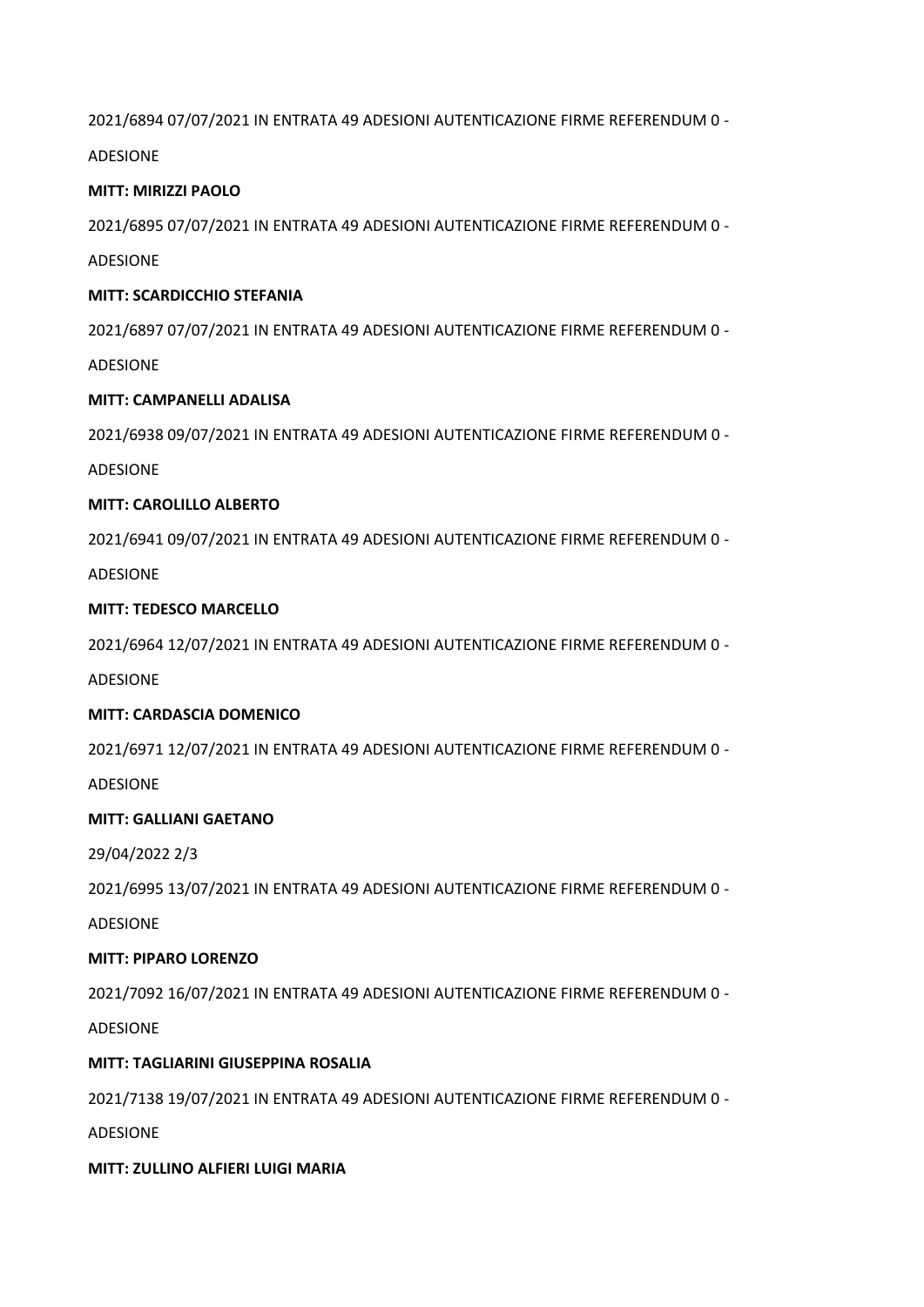2021/6894 07/07/2021 IN ENTRATA 49 ADESIONI AUTENTICAZIONE FIRME REFERENDUM 0 -

ADESIONE

**MITT: MIRIZZI PAOLO**

2021/6895 07/07/2021 IN ENTRATA 49 ADESIONI AUTENTICAZIONE FIRME REFERENDUM 0 -

ADESIONE

**MITT: SCARDICCHIO STEFANIA**

2021/6897 07/07/2021 IN ENTRATA 49 ADESIONI AUTENTICAZIONE FIRME REFERENDUM 0 -

ADESIONE

**MITT: CAMPANELLI ADALISA**

2021/6938 09/07/2021 IN ENTRATA 49 ADESIONI AUTENTICAZIONE FIRME REFERENDUM 0 -

ADESIONE

**MITT: CAROLILLO ALBERTO**

2021/6941 09/07/2021 IN ENTRATA 49 ADESIONI AUTENTICAZIONE FIRME REFERENDUM 0 -

ADESIONE

**MITT: TEDESCO MARCELLO**

2021/6964 12/07/2021 IN ENTRATA 49 ADESIONI AUTENTICAZIONE FIRME REFERENDUM 0 -

ADESIONE

**MITT: CARDASCIA DOMENICO**

2021/6971 12/07/2021 IN ENTRATA 49 ADESIONI AUTENTICAZIONE FIRME REFERENDUM 0 -

ADESIONE

**MITT: GALLIANI GAETANO**

2021/6995 13/07/2021 IN ENTRATA 49 ADESIONI AUTENTICAZIONE FIRME REFERENDUM 0 -

ADESIONE

**MITT: PIPARO LORENZO**

2021/7092 16/07/2021 IN ENTRATA 49 ADESIONI AUTENTICAZIONE FIRME REFERENDUM 0 -

ADESIONE

**MITT: TAGLIARINI GIUSEPPINA ROSALIA**

2021/7138 19/07/2021 IN ENTRATA 49 ADESIONI AUTENTICAZIONE FIRME REFERENDUM 0 -

ADESIONE

**MITT: ZULLINO ALFIERI LUIGI MARIA**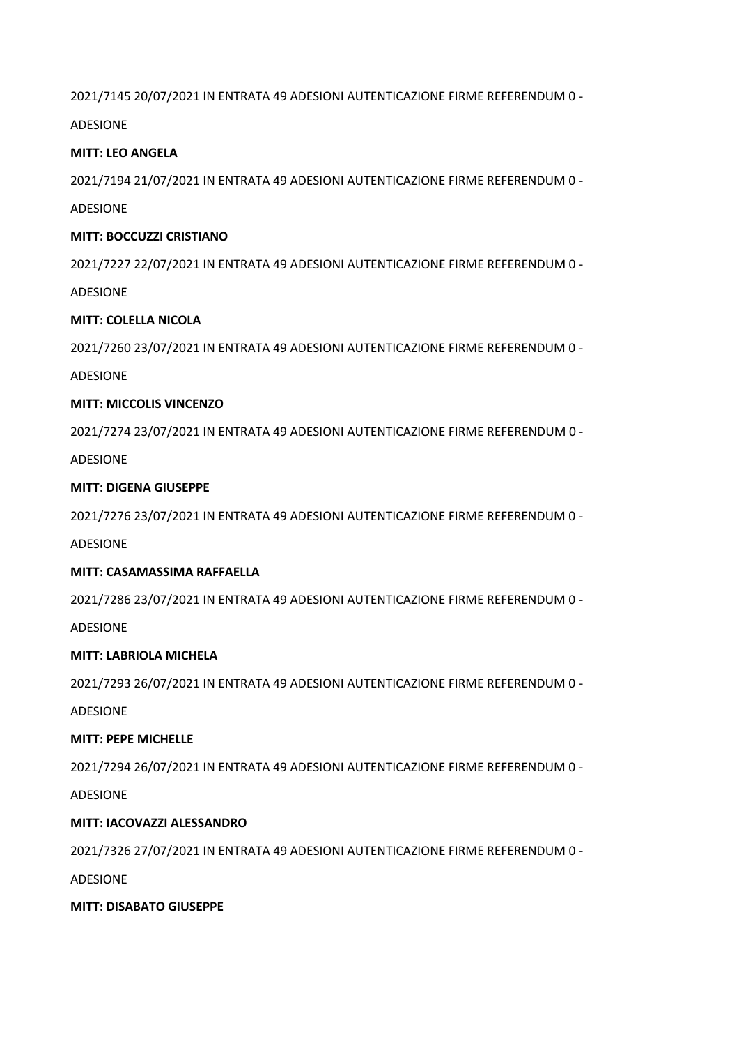2021/7145 20/07/2021 IN ENTRATA 49 ADESIONI AUTENTICAZIONE FIRME REFERENDUM 0 -

ADESIONE

**MITT: LEO ANGELA**

2021/7194 21/07/2021 IN ENTRATA 49 ADESIONI AUTENTICAZIONE FIRME REFERENDUM 0 -

ADESIONE

**MITT: BOCCUZZI CRISTIANO**

2021/7227 22/07/2021 IN ENTRATA 49 ADESIONI AUTENTICAZIONE FIRME REFERENDUM 0 -

ADESIONE

**MITT: COLELLA NICOLA**

2021/7260 23/07/2021 IN ENTRATA 49 ADESIONI AUTENTICAZIONE FIRME REFERENDUM 0 -

ADESIONE

**MITT: MICCOLIS VINCENZO**

2021/7274 23/07/2021 IN ENTRATA 49 ADESIONI AUTENTICAZIONE FIRME REFERENDUM 0 -

ADESIONE

**MITT: DIGENA GIUSEPPE**

2021/7276 23/07/2021 IN ENTRATA 49 ADESIONI AUTENTICAZIONE FIRME REFERENDUM 0 -

ADESIONE

**MITT: CASAMASSIMA RAFFAELLA**

2021/7286 23/07/2021 IN ENTRATA 49 ADESIONI AUTENTICAZIONE FIRME REFERENDUM 0 -

ADESIONE

**MITT: LABRIOLA MICHELA**

2021/7293 26/07/2021 IN ENTRATA 49 ADESIONI AUTENTICAZIONE FIRME REFERENDUM 0 -

ADESIONE

**MITT: PEPE MICHELLE**

2021/7294 26/07/2021 IN ENTRATA 49 ADESIONI AUTENTICAZIONE FIRME REFERENDUM 0 -

ADESIONE

**MITT: IACOVAZZI ALESSANDRO**

2021/7326 27/07/2021 IN ENTRATA 49 ADESIONI AUTENTICAZIONE FIRME REFERENDUM 0 -

ADESIONE

**MITT: DISABATO GIUSEPPE**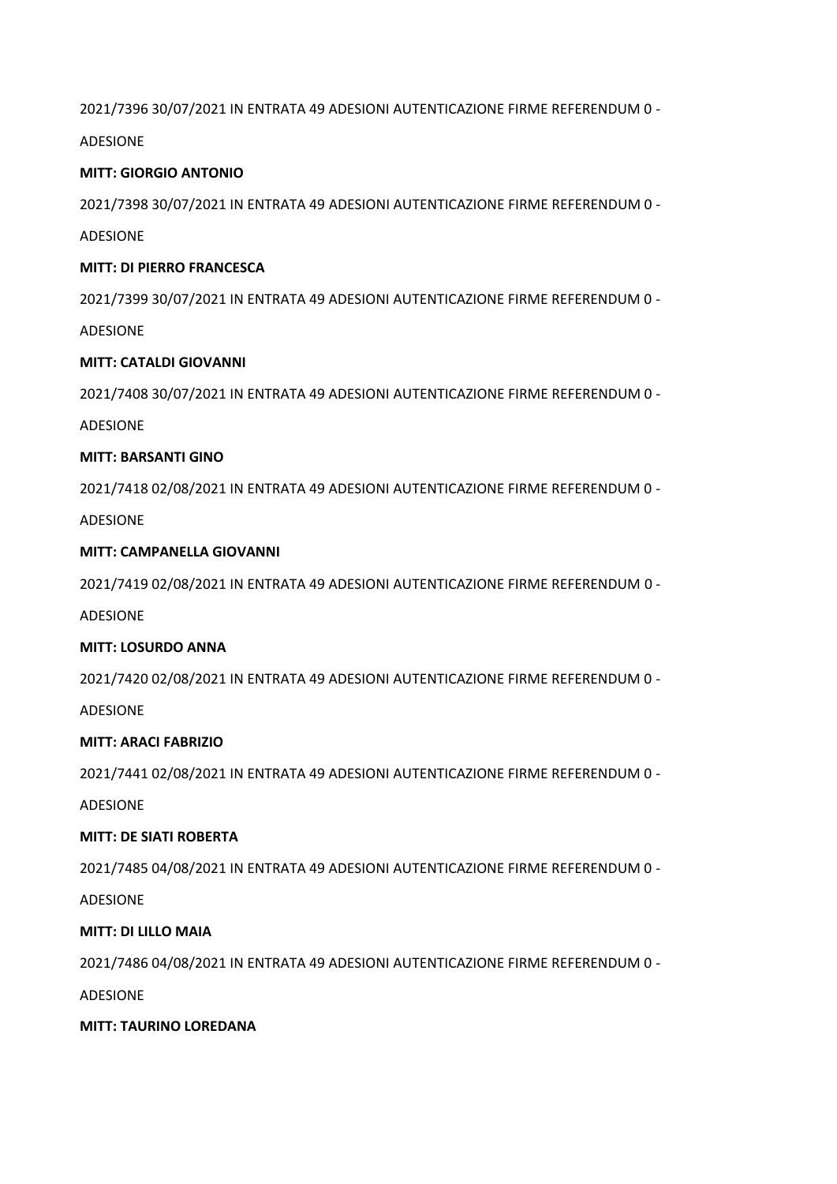2021/7396 30/07/2021 IN ENTRATA 49 ADESIONI AUTENTICAZIONE FIRME REFERENDUM 0 -

ADESIONE

**MITT: GIORGIO ANTONIO**

2021/7398 30/07/2021 IN ENTRATA 49 ADESIONI AUTENTICAZIONE FIRME REFERENDUM 0 -

ADESIONE

**MITT: DI PIERRO FRANCESCA**

2021/7399 30/07/2021 IN ENTRATA 49 ADESIONI AUTENTICAZIONE FIRME REFERENDUM 0 -

ADESIONE

**MITT: CATALDI GIOVANNI**

2021/7408 30/07/2021 IN ENTRATA 49 ADESIONI AUTENTICAZIONE FIRME REFERENDUM 0 -

ADESIONE

**MITT: BARSANTI GINO**

2021/7418 02/08/2021 IN ENTRATA 49 ADESIONI AUTENTICAZIONE FIRME REFERENDUM 0 -

ADESIONE

**MITT: CAMPANELLA GIOVANNI**

2021/7419 02/08/2021 IN ENTRATA 49 ADESIONI AUTENTICAZIONE FIRME REFERENDUM 0 -

ADESIONE

**MITT: LOSURDO ANNA**

2021/7420 02/08/2021 IN ENTRATA 49 ADESIONI AUTENTICAZIONE FIRME REFERENDUM 0 -

ADESIONE

**MITT: ARACI FABRIZIO**

2021/7441 02/08/2021 IN ENTRATA 49 ADESIONI AUTENTICAZIONE FIRME REFERENDUM 0 -

ADESIONE

**MITT: DE SIATI ROBERTA**

2021/7485 04/08/2021 IN ENTRATA 49 ADESIONI AUTENTICAZIONE FIRME REFERENDUM 0 -

ADESIONE

**MITT: DI LILLO MAIA**

2021/7486 04/08/2021 IN ENTRATA 49 ADESIONI AUTENTICAZIONE FIRME REFERENDUM 0 -

ADESIONE

**MITT: TAURINO LOREDANA**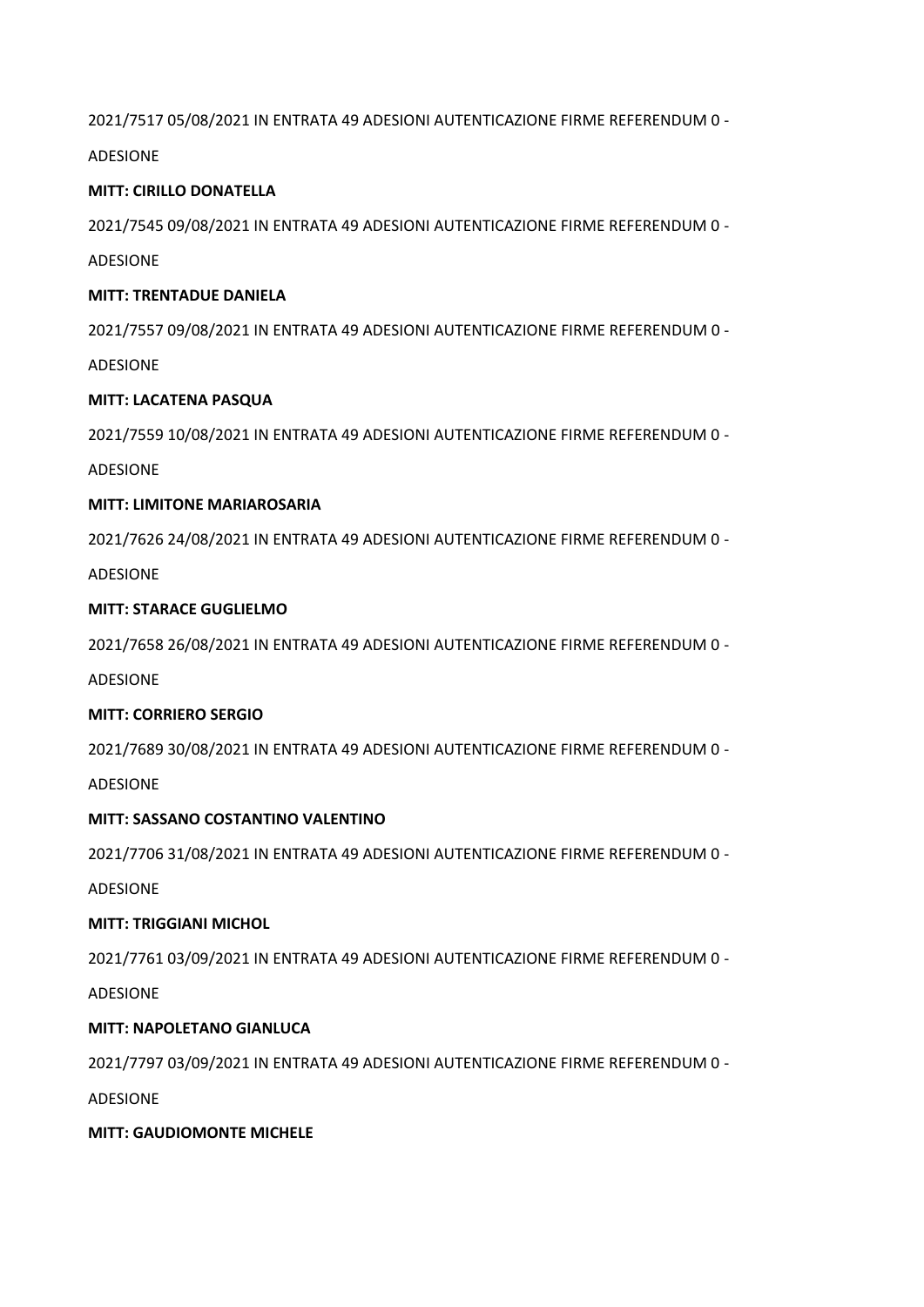2021/7517 05/08/2021 IN ENTRATA 49 ADESIONI AUTENTICAZIONE FIRME REFERENDUM 0 -

ADESIONE

**MITT: CIRILLO DONATELLA**

2021/7545 09/08/2021 IN ENTRATA 49 ADESIONI AUTENTICAZIONE FIRME REFERENDUM 0 -

ADESIONE

**MITT: TRENTADUE DANIELA**

2021/7557 09/08/2021 IN ENTRATA 49 ADESIONI AUTENTICAZIONE FIRME REFERENDUM 0 -

ADESIONE

**MITT: LACATENA PASQUA**

2021/7559 10/08/2021 IN ENTRATA 49 ADESIONI AUTENTICAZIONE FIRME REFERENDUM 0 -

ADESIONE

**MITT: LIMITONE MARIAROSARIA**

2021/7626 24/08/2021 IN ENTRATA 49 ADESIONI AUTENTICAZIONE FIRME REFERENDUM 0 -

ADESIONE

**MITT: STARACE GUGLIELMO**

2021/7658 26/08/2021 IN ENTRATA 49 ADESIONI AUTENTICAZIONE FIRME REFERENDUM 0 -

ADESIONE

**MITT: CORRIERO SERGIO**

2021/7689 30/08/2021 IN ENTRATA 49 ADESIONI AUTENTICAZIONE FIRME REFERENDUM 0 -

ADESIONE

**MITT: SASSANO COSTANTINO VALENTINO**

2021/7706 31/08/2021 IN ENTRATA 49 ADESIONI AUTENTICAZIONE FIRME REFERENDUM 0 -

ADESIONE

**MITT: TRIGGIANI MICHOL**

2021/7761 03/09/2021 IN ENTRATA 49 ADESIONI AUTENTICAZIONE FIRME REFERENDUM 0 -

ADESIONE

**MITT: NAPOLETANO GIANLUCA**

2021/7797 03/09/2021 IN ENTRATA 49 ADESIONI AUTENTICAZIONE FIRME REFERENDUM 0 -

ADESIONE

**MITT: GAUDIOMONTE MICHELE**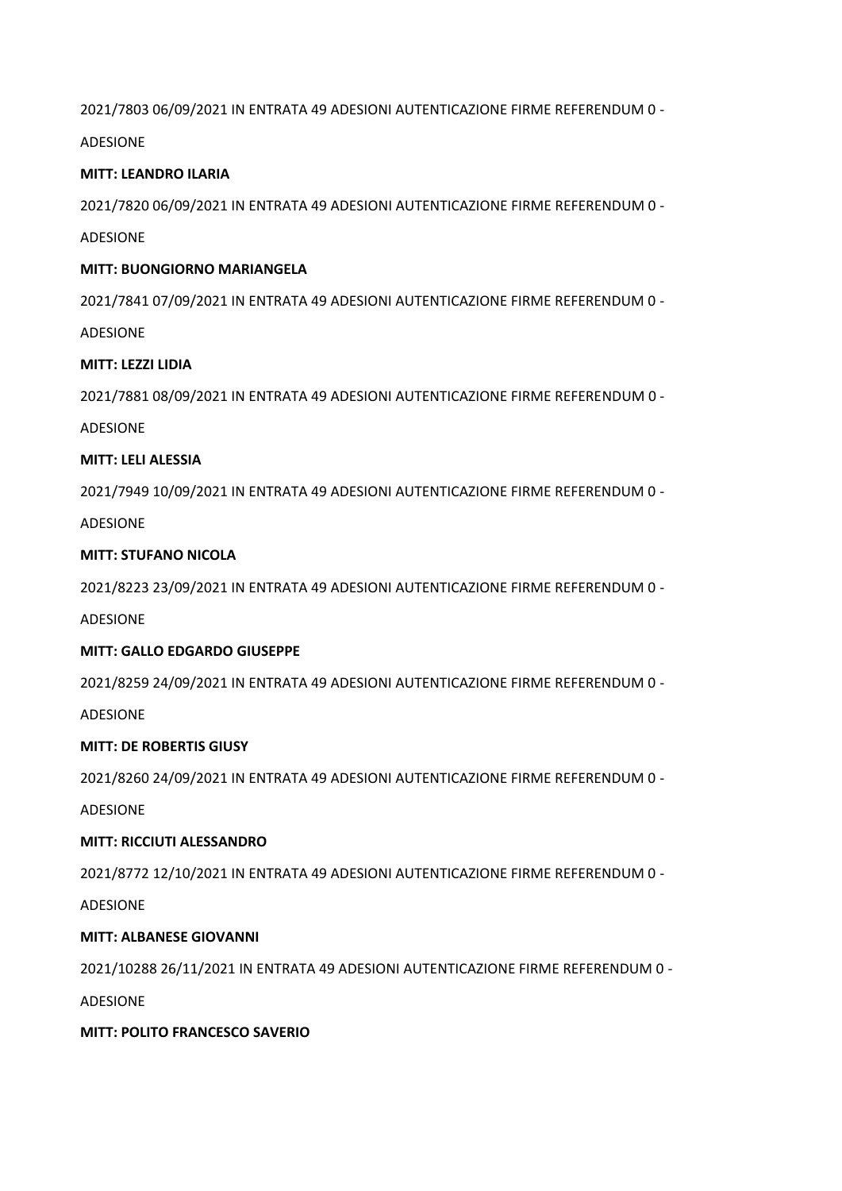2021/7803 06/09/2021 IN ENTRATA 49 ADESIONI AUTENTICAZIONE FIRME REFERENDUM 0 -

ADESIONE

**MITT: LEANDRO ILARIA**

2021/7820 06/09/2021 IN ENTRATA 49 ADESIONI AUTENTICAZIONE FIRME REFERENDUM 0 -

ADESIONE

**MITT: BUONGIORNO MARIANGELA**

2021/7841 07/09/2021 IN ENTRATA 49 ADESIONI AUTENTICAZIONE FIRME REFERENDUM 0 -

ADESIONE

**MITT: LEZZI LIDIA**

2021/7881 08/09/2021 IN ENTRATA 49 ADESIONI AUTENTICAZIONE FIRME REFERENDUM 0 -

ADESIONE

**MITT: LELI ALESSIA**

2021/7949 10/09/2021 IN ENTRATA 49 ADESIONI AUTENTICAZIONE FIRME REFERENDUM 0 -

ADESIONE

**MITT: STUFANO NICOLA**

2021/8223 23/09/2021 IN ENTRATA 49 ADESIONI AUTENTICAZIONE FIRME REFERENDUM 0 -

ADESIONE

**MITT: GALLO EDGARDO GIUSEPPE**

2021/8259 24/09/2021 IN ENTRATA 49 ADESIONI AUTENTICAZIONE FIRME REFERENDUM 0 -

ADESIONE

**MITT: DE ROBERTIS GIUSY**

2021/8260 24/09/2021 IN ENTRATA 49 ADESIONI AUTENTICAZIONE FIRME REFERENDUM 0 -

ADESIONE

**MITT: RICCIUTI ALESSANDRO**

2021/8772 12/10/2021 IN ENTRATA 49 ADESIONI AUTENTICAZIONE FIRME REFERENDUM 0 -

ADESIONE

**MITT: ALBANESE GIOVANNI**

2021/10288 26/11/2021 IN ENTRATA 49 ADESIONI AUTENTICAZIONE FIRME REFERENDUM 0 -

ADESIONE

**MITT: POLITO FRANCESCO SAVERIO**